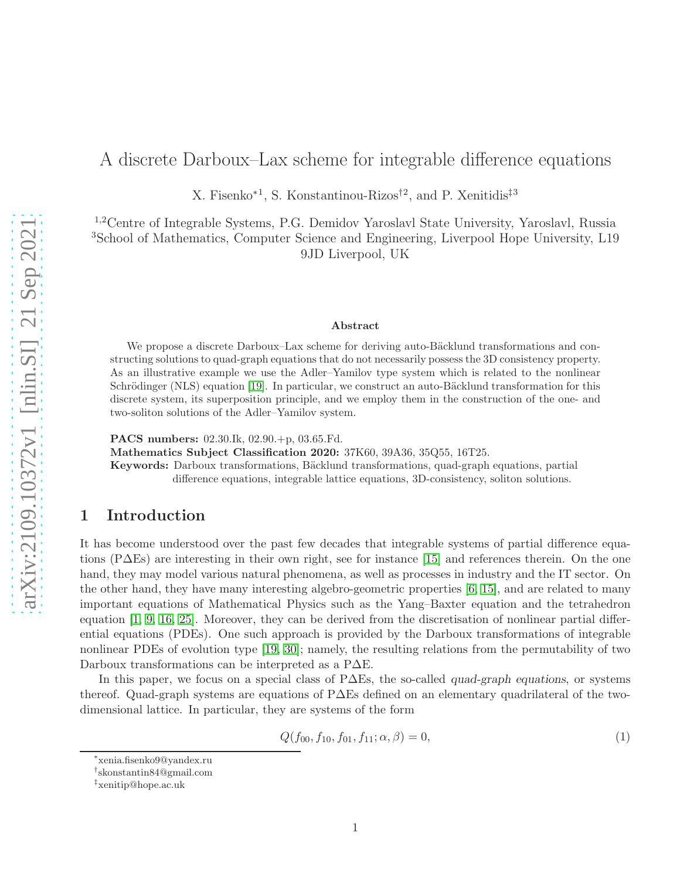# A discrete Darboux–Lax scheme for integrable difference equations

X. Fisenko*[1], S. Konstantinou-Rizos†[2], and P. Xenitidis‡[3]

[1,2]Centre of Integrable Systems, P.G. Demidov Yaroslavl State University, Yaroslavl, Russia
[3]School of Mathematics, Computer Science and Engineering, Liverpool Hope University, L19 9JD Liverpool, UK

### Abstract

We propose a discrete Darboux–Lax scheme for deriving auto-Bäcklund transformations and constructing solutions to quad-graph equations that do not necessarily possess the 3D consistency property. As an illustrative example we use the Adler–Yamilov type system which is related to the nonlinear Schrödinger (NLS) equation [19]. In particular, we construct an auto-Bäcklund transformation for this discrete system, its superposition principle, and we employ them in the construction of the one- and two-soliton solutions of the Adler–Yamilov system.

**PACS numbers:** 02.30.Ik, 02.90.+p, 03.65.Fd.
**Mathematics Subject Classification 2020:** 37K60, 39A36, 35Q55, 16T25.
**Keywords:** Darboux transformations, Bäcklund transformations, quad-graph equations, partial difference equations, integrable lattice equations, 3D-consistency, soliton solutions.

## 1 Introduction

It has become understood over the past few decades that integrable systems of partial difference equations (P$\Delta$Es) are interesting in their own right, see for instance [15] and references therein. On the one hand, they may model various natural phenomena, as well as processes in industry and the IT sector. On the other hand, they have many interesting algebro-geometric properties [6, 15], and are related to many important equations of Mathematical Physics such as the Yang–Baxter equation and the tetrahedron equation [1, 9, 16, 25]. Moreover, they can be derived from the discretisation of nonlinear partial differential equations (PDEs). One such approach is provided by the Darboux transformations of integrable nonlinear PDEs of evolution type [19, 30]; namely, the resulting relations from the permutability of two Darboux transformations can be interpreted as a P$\Delta$E.

In this paper, we focus on a special class of P$\Delta$Es, the so-called *quad-graph equations*, or systems thereof. Quad-graph systems are equations of P$\Delta$Es defined on an elementary quadrilateral of the two-dimensional lattice. In particular, they are systems of the form

$$Q(f_{00}, f_{10}, f_{01}, f_{11}; \alpha, \beta) = 0, \tag{1}$$

*xenia.fisenko9@yandex.ru
†skonstantin84@gmail.com
‡xenitip@hope.ac.uk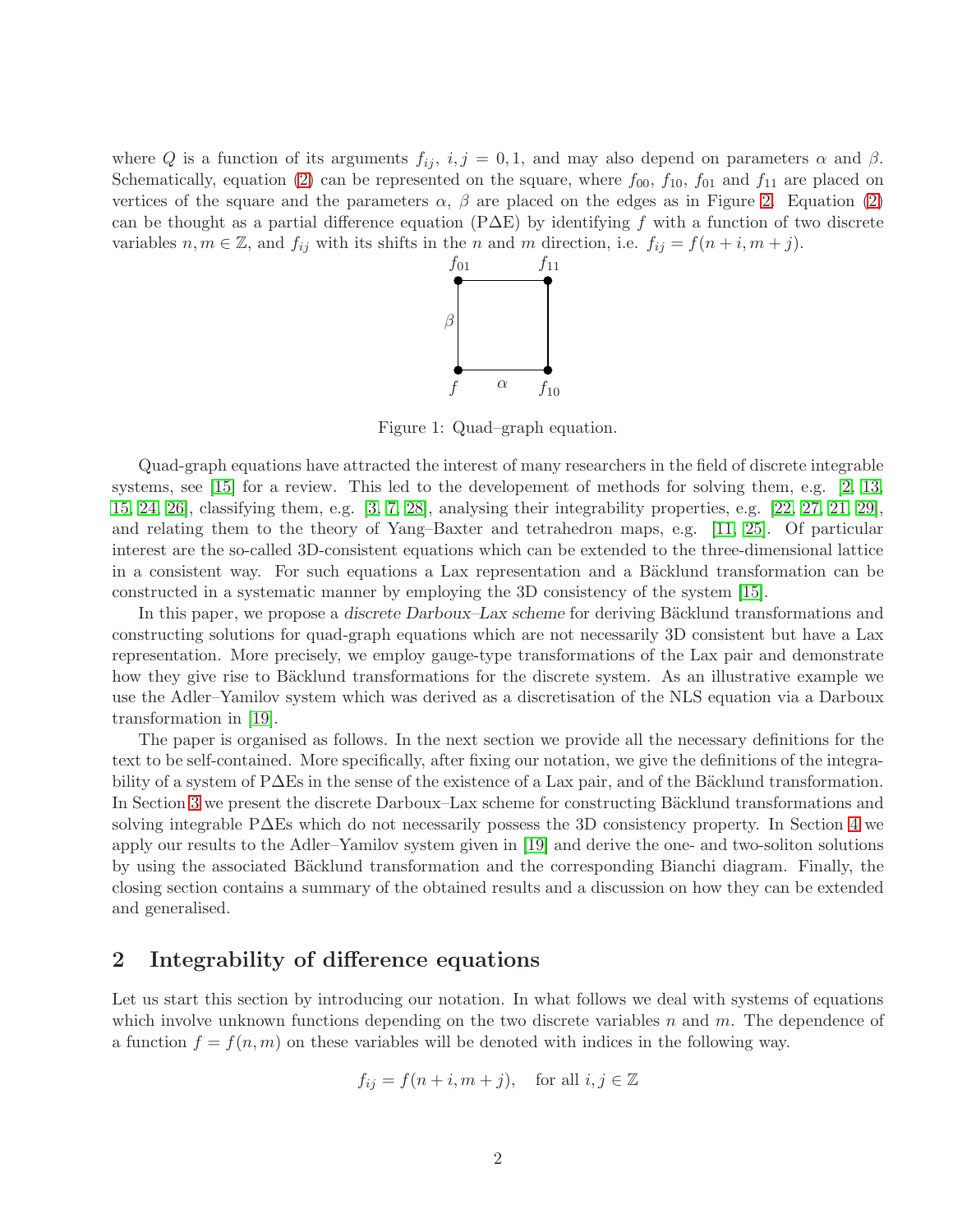where $Q$ is a function of its arguments $f_{ij}$, $i,j = 0,1$, and may also depend on parameters $\alpha$ and $\beta$. Schematically, equation (2) can be represented on the square, where $f_{00}$, $f_{10}$, $f_{01}$ and $f_{11}$ are placed on vertices of the square and the parameters $\alpha$, $\beta$ are placed on the edges as in Figure 2. Equation (2) can be thought as a partial difference equation (P$\Delta$E) by identifying $f$ with a function of two discrete variables $n, m \in \mathbb{Z}$, and $f_{ij}$ with its shifts in the $n$ and $m$ direction, i.e. $f_{ij} = f(n+i, m+j)$.

Figure 1: Quad–graph equation.

Quad-graph equations have attracted the interest of many researchers in the field of discrete integrable systems, see [15] for a review. This led to the developement of methods for solving them, e.g. [2, 13, 15, 24, 26], classifying them, e.g. [3, 7, 28], analysing their integrability properties, e.g. [22, 27, 21, 29], and relating them to the theory of Yang–Baxter and tetrahedron maps, e.g. [11, 25]. Of particular interest are the so-called 3D-consistent equations which can be extended to the three-dimensional lattice in a consistent way. For such equations a Lax representation and a Bäcklund transformation can be constructed in a systematic manner by employing the 3D consistency of the system [15].

In this paper, we propose a *discrete Darboux–Lax scheme* for deriving Bäcklund transformations and constructing solutions for quad-graph equations which are not necessarily 3D consistent but have a Lax representation. More precisely, we employ gauge-type transformations of the Lax pair and demonstrate how they give rise to Bäcklund transformations for the discrete system. As an illustrative example we use the Adler–Yamilov system which was derived as a discretisation of the NLS equation via a Darboux transformation in [19].

The paper is organised as follows. In the next section we provide all the necessary definitions for the text to be self-contained. More specifically, after fixing our notation, we give the definitions of the integrability of a system of P$\Delta$Es in the sense of the existence of a Lax pair, and of the Bäcklund transformation. In Section 3 we present the discrete Darboux–Lax scheme for constructing Bäcklund transformations and solving integrable P$\Delta$Es which do not necessarily possess the 3D consistency property. In Section 4 we apply our results to the Adler–Yamilov system given in [19] and derive the one- and two-soliton solutions by using the associated Bäcklund transformation and the corresponding Bianchi diagram. Finally, the closing section contains a summary of the obtained results and a discussion on how they can be extended and generalised.

## 2 Integrability of difference equations

Let us start this section by introducing our notation. In what follows we deal with systems of equations which involve unknown functions depending on the two discrete variables $n$ and $m$. The dependence of a function $f = f(n,m)$ on these variables will be denoted with indices in the following way.

$$f_{ij} = f(n+i, m+j), \quad \text{for all } i,j \in \mathbb{Z}$$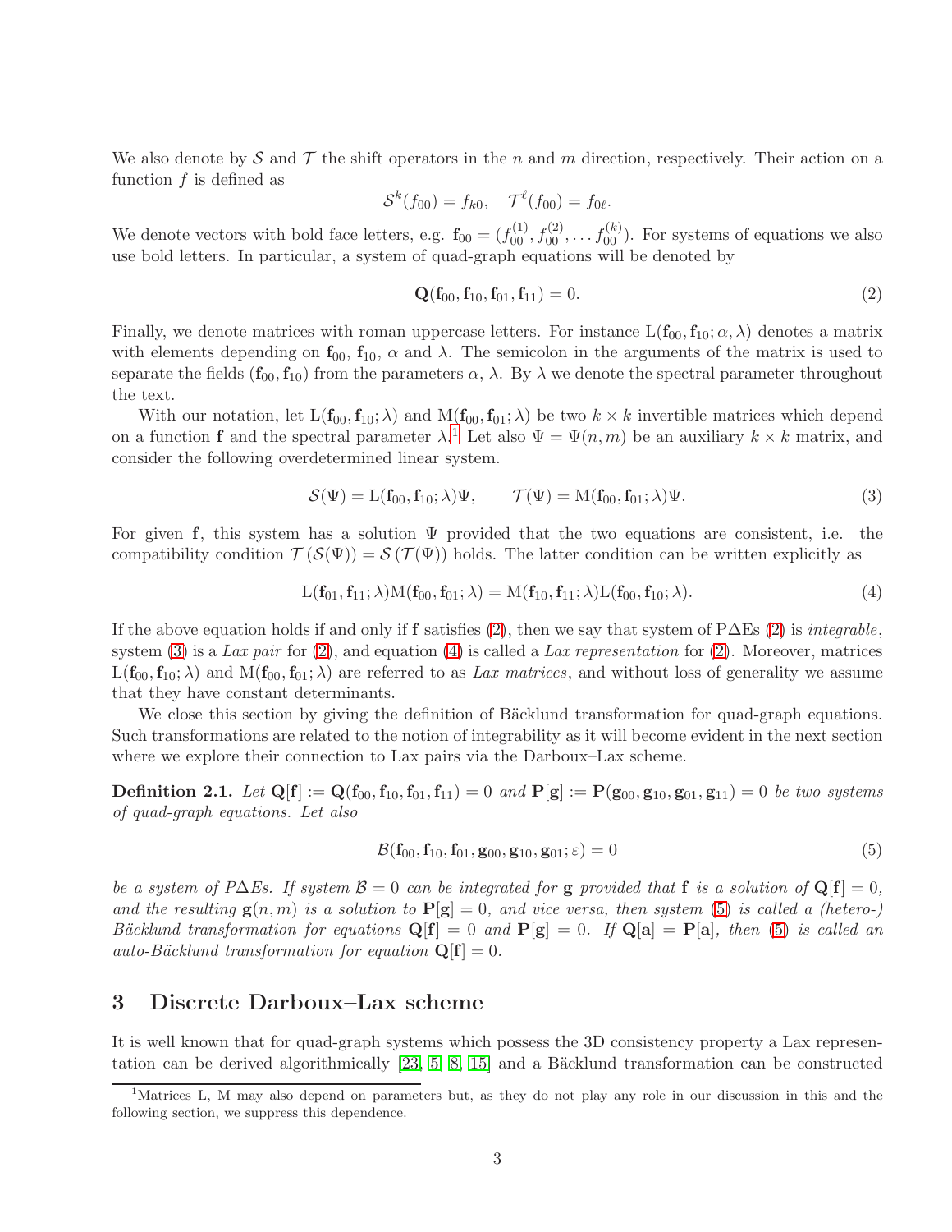We also denote by $\mathcal{S}$ and $\mathcal{T}$ the shift operators in the $n$ and $m$ direction, respectively. Their action on a function $f$ is defined as

$$\mathcal{S}^k(f_{00}) = f_{k0}, \quad \mathcal{T}^\ell(f_{00}) = f_{0\ell}.$$

We denote vectors with bold face letters, e.g. $\mathbf{f}_{00} = (f_{00}^{(1)}, f_{00}^{(2)}, \dots f_{00}^{(k)})$. For systems of equations we also use bold letters. In particular, a system of quad-graph equations will be denoted by

$$\mathbf{Q}(\mathbf{f}_{00}, \mathbf{f}_{10}, \mathbf{f}_{01}, \mathbf{f}_{11}) = 0. \tag{2}$$

Finally, we denote matrices with roman uppercase letters. For instance $\mathrm{L}(\mathbf{f}_{00}, \mathbf{f}_{10}; \alpha, \lambda)$ denotes a matrix with elements depending on $\mathbf{f}_{00}$, $\mathbf{f}_{10}$, $\alpha$ and $\lambda$. The semicolon in the arguments of the matrix is used to separate the fields $(\mathbf{f}_{00}, \mathbf{f}_{10})$ from the parameters $\alpha$, $\lambda$. By $\lambda$ we denote the spectral parameter throughout the text.

With our notation, let $\mathrm{L}(\mathbf{f}_{00}, \mathbf{f}_{10}; \lambda)$ and $\mathrm{M}(\mathbf{f}_{00}, \mathbf{f}_{01}; \lambda)$ be two $k \times k$ invertible matrices which depend on a function $\mathbf{f}$ and the spectral parameter $\lambda$.[1] Let also $\Psi = \Psi(n, m)$ be an auxiliary $k \times k$ matrix, and consider the following overdetermined linear system.

$$\mathcal{S}(\Psi) = \mathrm{L}(\mathbf{f}_{00}, \mathbf{f}_{10}; \lambda)\Psi, \qquad \mathcal{T}(\Psi) = \mathrm{M}(\mathbf{f}_{00}, \mathbf{f}_{01}; \lambda)\Psi. \tag{3}$$

For given $\mathbf{f}$, this system has a solution $\Psi$ provided that the two equations are consistent, i.e. the compatibility condition $\mathcal{T}(\mathcal{S}(\Psi)) = \mathcal{S}(\mathcal{T}(\Psi))$ holds. The latter condition can be written explicitly as

$$\mathrm{L}(\mathbf{f}_{01}, \mathbf{f}_{11}; \lambda)\mathrm{M}(\mathbf{f}_{00}, \mathbf{f}_{01}; \lambda) = \mathrm{M}(\mathbf{f}_{10}, \mathbf{f}_{11}; \lambda)\mathrm{L}(\mathbf{f}_{00}, \mathbf{f}_{10}; \lambda). \tag{4}$$

If the above equation holds if and only if $\mathbf{f}$ satisfies (2), then we say that system of P$\Delta$Es (2) is *integrable*, system (3) is a *Lax pair* for (2), and equation (4) is called a *Lax representation* for (2). Moreover, matrices $\mathrm{L}(\mathbf{f}_{00}, \mathbf{f}_{10}; \lambda)$ and $\mathrm{M}(\mathbf{f}_{00}, \mathbf{f}_{01}; \lambda)$ are referred to as *Lax matrices*, and without loss of generality we assume that they have constant determinants.

We close this section by giving the definition of Bäcklund transformation for quad-graph equations. Such transformations are related to the notion of integrability as it will become evident in the next section where we explore their connection to Lax pairs via the Darboux–Lax scheme.

**Definition 2.1.** *Let $\mathbf{Q}[\mathbf{f}] := \mathbf{Q}(\mathbf{f}_{00}, \mathbf{f}_{10}, \mathbf{f}_{01}, \mathbf{f}_{11}) = 0$ and $\mathbf{P}[\mathbf{g}] := \mathbf{P}(\mathbf{g}_{00}, \mathbf{g}_{10}, \mathbf{g}_{01}, \mathbf{g}_{11}) = 0$ be two systems of quad-graph equations. Let also*

$$\mathcal{B}(\mathbf{f}_{00}, \mathbf{f}_{10}, \mathbf{f}_{01}, \mathbf{g}_{00}, \mathbf{g}_{10}, \mathbf{g}_{01}; \varepsilon) = 0 \tag{5}$$

*be a system of P$\Delta$Es. If system $\mathcal{B} = 0$ can be integrated for $\mathbf{g}$ provided that $\mathbf{f}$ is a solution of $\mathbf{Q}[\mathbf{f}] = 0$, and the resulting $\mathbf{g}(n, m)$ is a solution to $\mathbf{P}[\mathbf{g}] = 0$, and vice versa, then system (5) is called a (hetero-) Bäcklund transformation for equations $\mathbf{Q}[\mathbf{f}] = 0$ and $\mathbf{P}[\mathbf{g}] = 0$. If $\mathbf{Q}[\mathbf{a}] = \mathbf{P}[\mathbf{a}]$, then (5) is called an auto-Bäcklund transformation for equation $\mathbf{Q}[\mathbf{f}] = 0$.*

## 3 Discrete Darboux–Lax scheme

It is well known that for quad-graph systems which possess the 3D consistency property a Lax representation can be derived algorithmically [23, 5, 8, 15] and a Bäcklund transformation can be constructed

[1] Matrices L, M may also depend on parameters but, as they do not play any role in our discussion in this and the following section, we suppress this dependence.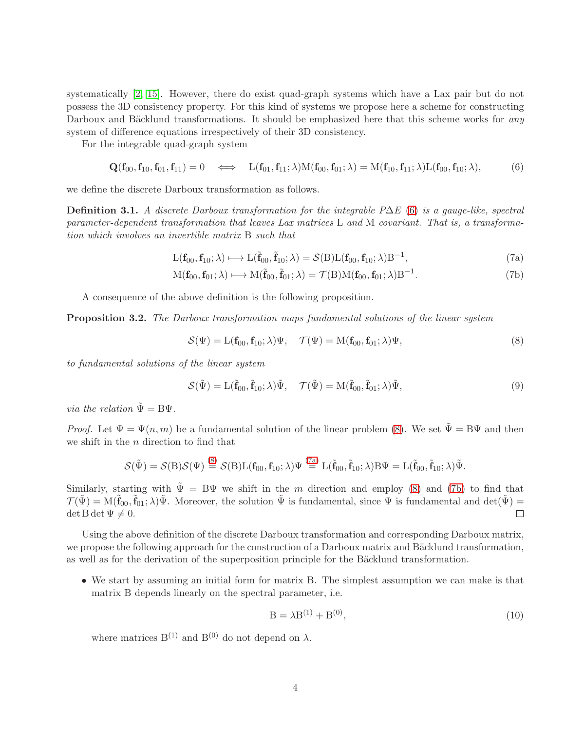systematically [2, 15]. However, there do exist quad-graph systems which have a Lax pair but do not possess the 3D consistency property. For this kind of systems we propose here a scheme for constructing Darboux and Bäcklund transformations. It should be emphasized here that this scheme works for *any* system of difference equations irrespectively of their 3D consistency.

For the integrable quad-graph system

$$\mathbf{Q}(\mathbf{f}_{00}, \mathbf{f}_{10}, \mathbf{f}_{01}, \mathbf{f}_{11}) = 0 \quad \Longleftrightarrow \quad \mathrm{L}(\mathbf{f}_{01}, \mathbf{f}_{11}; \lambda)\mathrm{M}(\mathbf{f}_{00}, \mathbf{f}_{01}; \lambda) = \mathrm{M}(\mathbf{f}_{10}, \mathbf{f}_{11}; \lambda)\mathrm{L}(\mathbf{f}_{00}, \mathbf{f}_{10}; \lambda), \tag{6}$$

we define the discrete Darboux transformation as follows.

**Definition 3.1.** *A discrete Darboux transformation for the integrable P$\Delta$E (6) is a gauge-like, spectral parameter-dependent transformation that leaves Lax matrices* L *and* M *covariant. That is, a transformation which involves an invertible matrix* B *such that*

$$\mathrm{L}(\mathbf{f}_{00}, \mathbf{f}_{10}; \lambda) \longmapsto \mathrm{L}(\tilde{\mathbf{f}}_{00}, \tilde{\mathbf{f}}_{10}; \lambda) = \mathcal{S}(\mathrm{B})\mathrm{L}(\mathbf{f}_{00}, \mathbf{f}_{10}; \lambda)\mathrm{B}^{-1}, \tag{7a}$$

$$\mathrm{M}(\mathbf{f}_{00}, \mathbf{f}_{01}; \lambda) \longmapsto \mathrm{M}(\tilde{\mathbf{f}}_{00}, \tilde{\mathbf{f}}_{01}; \lambda) = \mathcal{T}(\mathrm{B})\mathrm{M}(\mathbf{f}_{00}, \mathbf{f}_{01}; \lambda)\mathrm{B}^{-1}. \tag{7b}$$

A consequence of the above definition is the following proposition.

**Proposition 3.2.** *The Darboux transformation maps fundamental solutions of the linear system*

$$\mathcal{S}(\Psi) = \mathrm{L}(\mathbf{f}_{00}, \mathbf{f}_{10}; \lambda)\Psi, \quad \mathcal{T}(\Psi) = \mathrm{M}(\mathbf{f}_{00}, \mathbf{f}_{01}; \lambda)\Psi, \tag{8}$$

*to fundamental solutions of the linear system*

$$\mathcal{S}(\tilde{\Psi}) = \mathrm{L}(\tilde{\mathbf{f}}_{00}, \tilde{\mathbf{f}}_{10}; \lambda)\tilde{\Psi}, \quad \mathcal{T}(\tilde{\Psi}) = \mathrm{M}(\tilde{\mathbf{f}}_{00}, \tilde{\mathbf{f}}_{01}; \lambda)\tilde{\Psi}, \tag{9}$$

*via the relation* $\tilde{\Psi} = \mathrm{B}\Psi$.

*Proof.* Let $\Psi = \Psi(n, m)$ be a fundamental solution of the linear problem (8). We set $\tilde{\Psi} = \mathrm{B}\Psi$ and then we shift in the $n$ direction to find that

$$\mathcal{S}(\tilde{\Psi}) = \mathcal{S}(\mathrm{B})\mathcal{S}(\Psi) \overset{(8)}{=} \mathcal{S}(\mathrm{B})\mathrm{L}(\mathbf{f}_{00}, \mathbf{f}_{10}; \lambda)\Psi \overset{(7a)}{=} \mathrm{L}(\tilde{\mathbf{f}}_{00}, \tilde{\mathbf{f}}_{10}; \lambda)\mathrm{B}\Psi = \mathrm{L}(\tilde{\mathbf{f}}_{00}, \tilde{\mathbf{f}}_{10}; \lambda)\tilde{\Psi}.$$

Similarly, starting with $\tilde{\Psi} = \mathrm{B}\Psi$ we shift in the $m$ direction and employ (8) and (7b) to find that $\mathcal{T}(\tilde{\Psi}) = \mathrm{M}(\tilde{\mathbf{f}}_{00}, \tilde{\mathbf{f}}_{01}; \lambda)\tilde{\Psi}$. Moreover, the solution $\tilde{\Psi}$ is fundamental, since $\Psi$ is fundamental and $\det(\tilde{\Psi}) = \det \mathrm{B} \det \Psi \neq 0$. □

Using the above definition of the discrete Darboux transformation and corresponding Darboux matrix, we propose the following approach for the construction of a Darboux matrix and Bäcklund transformation, as well as for the derivation of the superposition principle for the Bäcklund transformation.

- We start by assuming an initial form for matrix B. The simplest assumption we can make is that matrix B depends linearly on the spectral parameter, i.e.

$$\mathrm{B} = \lambda \mathrm{B}^{(1)} + \mathrm{B}^{(0)}, \tag{10}$$

  where matrices $\mathrm{B}^{(1)}$ and $\mathrm{B}^{(0)}$ do not depend on $\lambda$.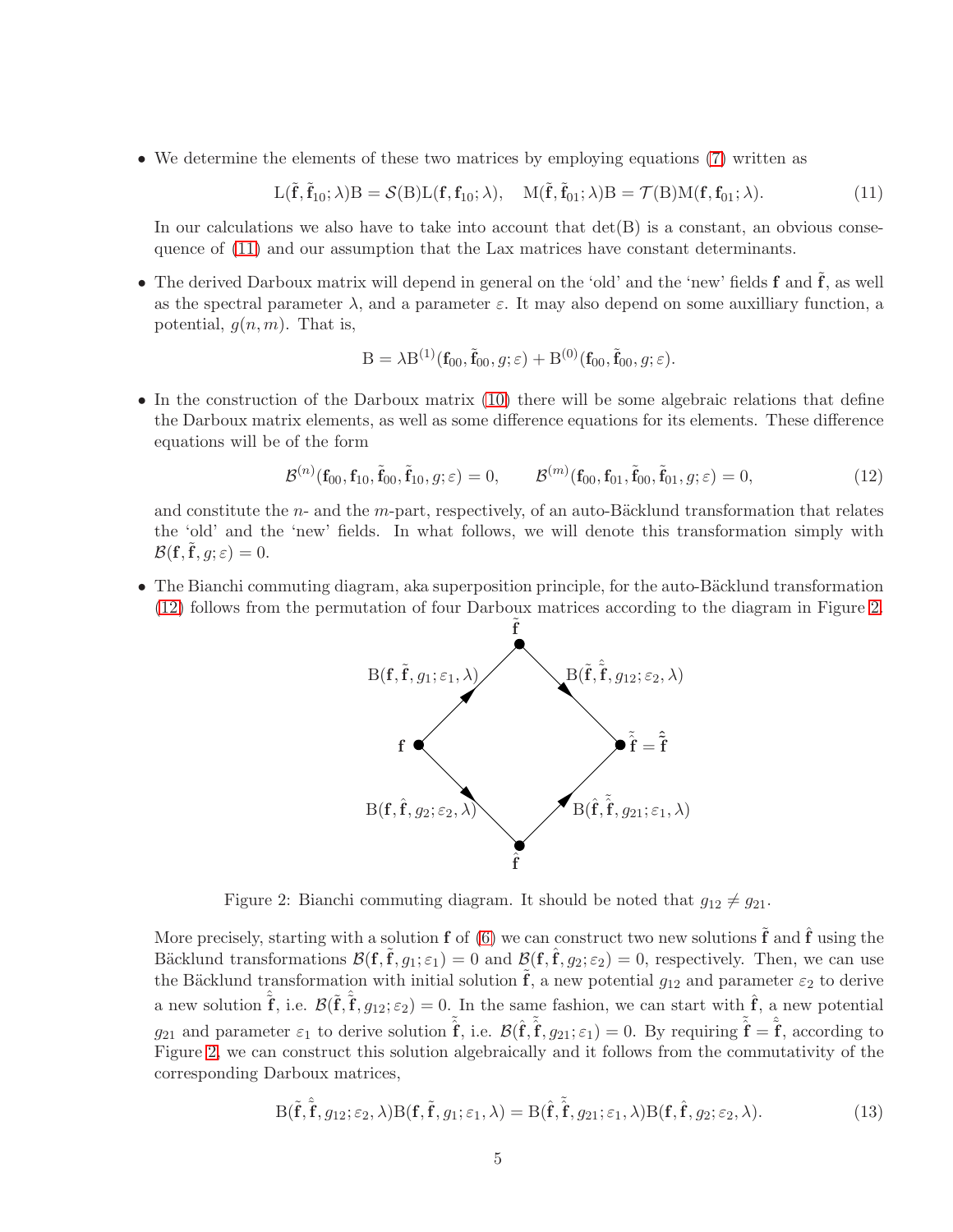- We determine the elements of these two matrices by employing equations (7) written as

$$\mathrm{L}(\tilde{\mathbf{f}}, \tilde{\mathbf{f}}_{10}; \lambda)\mathrm{B} = \mathcal{S}(\mathrm{B})\mathrm{L}(\mathbf{f}, \mathbf{f}_{10}; \lambda), \quad \mathrm{M}(\tilde{\mathbf{f}}, \tilde{\mathbf{f}}_{01}; \lambda)\mathrm{B} = \mathcal{T}(\mathrm{B})\mathrm{M}(\mathbf{f}, \mathbf{f}_{01}; \lambda). \tag{11}$$

  In our calculations we also have to take into account that $\det(\mathrm{B})$ is a constant, an obvious consequence of (11) and our assumption that the Lax matrices have constant determinants.

- The derived Darboux matrix will depend in general on the 'old' and the 'new' fields $\mathbf{f}$ and $\tilde{\mathbf{f}}$, as well as the spectral parameter $\lambda$, and a parameter $\varepsilon$. It may also depend on some auxilliary function, a potential, $g(n, m)$. That is,

$$\mathrm{B} = \lambda \mathrm{B}^{(1)}(\mathbf{f}_{00}, \tilde{\mathbf{f}}_{00}, g; \varepsilon) + \mathrm{B}^{(0)}(\mathbf{f}_{00}, \tilde{\mathbf{f}}_{00}, g; \varepsilon).$$

- In the construction of the Darboux matrix (10) there will be some algebraic relations that define the Darboux matrix elements, as well as some difference equations for its elements. These difference equations will be of the form

$$\mathcal{B}^{(n)}(\mathbf{f}_{00}, \mathbf{f}_{10}, \tilde{\mathbf{f}}_{00}, \tilde{\mathbf{f}}_{10}, g; \varepsilon) = 0, \qquad \mathcal{B}^{(m)}(\mathbf{f}_{00}, \mathbf{f}_{01}, \tilde{\mathbf{f}}_{00}, \tilde{\mathbf{f}}_{01}, g; \varepsilon) = 0, \tag{12}$$

  and constitute the $n$- and the $m$-part, respectively, of an auto-Bäcklund transformation that relates the 'old' and the 'new' fields. In what follows, we will denote this transformation simply with $\mathcal{B}(\mathbf{f}, \tilde{\mathbf{f}}, g; \varepsilon) = 0$.

- The Bianchi commuting diagram, aka superposition principle, for the auto-Bäcklund transformation (12) follows from the permutation of four Darboux matrices according to the diagram in Figure 2.

$\mathbf{f} \xrightarrow{\mathrm{B}(\mathbf{f}, \tilde{\mathbf{f}}, g_1; \varepsilon_1, \lambda)} \tilde{\mathbf{f}} \xrightarrow{\mathrm{B}(\tilde{\mathbf{f}}, \hat{\tilde{\mathbf{f}}}, g_{12}; \varepsilon_2, \lambda)} \hat{\tilde{\mathbf{f}}} = \tilde{\hat{\mathbf{f}}}$

$\mathbf{f} \xrightarrow{\mathrm{B}(\mathbf{f}, \hat{\mathbf{f}}, g_2; \varepsilon_2, \lambda)} \hat{\mathbf{f}} \xrightarrow{\mathrm{B}(\hat{\mathbf{f}}, \tilde{\hat{\mathbf{f}}}, g_{21}; \varepsilon_1, \lambda)} \tilde{\hat{\mathbf{f}}}$

Figure 2: Bianchi commuting diagram. It should be noted that $g_{12} \neq g_{21}$.

More precisely, starting with a solution $\mathbf{f}$ of (6) we can construct two new solutions $\tilde{\mathbf{f}}$ and $\hat{\mathbf{f}}$ using the Bäcklund transformations $\mathcal{B}(\mathbf{f}, \tilde{\mathbf{f}}, g_1; \varepsilon_1) = 0$ and $\mathcal{B}(\mathbf{f}, \hat{\mathbf{f}}, g_2; \varepsilon_2) = 0$, respectively. Then, we can use the Bäcklund transformation with initial solution $\tilde{\mathbf{f}}$, a new potential $g_{12}$ and parameter $\varepsilon_2$ to derive a new solution $\hat{\tilde{\mathbf{f}}}$, i.e. $\mathcal{B}(\tilde{\mathbf{f}}, \hat{\tilde{\mathbf{f}}}, g_{12}; \varepsilon_2) = 0$. In the same fashion, we can start with $\hat{\mathbf{f}}$, a new potential $g_{21}$ and parameter $\varepsilon_1$ to derive solution $\tilde{\hat{\mathbf{f}}}$, i.e. $\mathcal{B}(\hat{\mathbf{f}}, \tilde{\hat{\mathbf{f}}}, g_{21}; \varepsilon_1) = 0$. By requiring $\tilde{\hat{\mathbf{f}}} = \hat{\tilde{\mathbf{f}}}$, according to Figure 2, we can construct this solution algebraically and it follows from the commutativity of the corresponding Darboux matrices,

$$\mathrm{B}(\tilde{\mathbf{f}}, \hat{\tilde{\mathbf{f}}}, g_{12}; \varepsilon_2, \lambda)\mathrm{B}(\mathbf{f}, \tilde{\mathbf{f}}, g_1; \varepsilon_1, \lambda) = \mathrm{B}(\hat{\mathbf{f}}, \tilde{\hat{\mathbf{f}}}, g_{21}; \varepsilon_1, \lambda)\mathrm{B}(\mathbf{f}, \hat{\mathbf{f}}, g_2; \varepsilon_2, \lambda). \tag{13}$$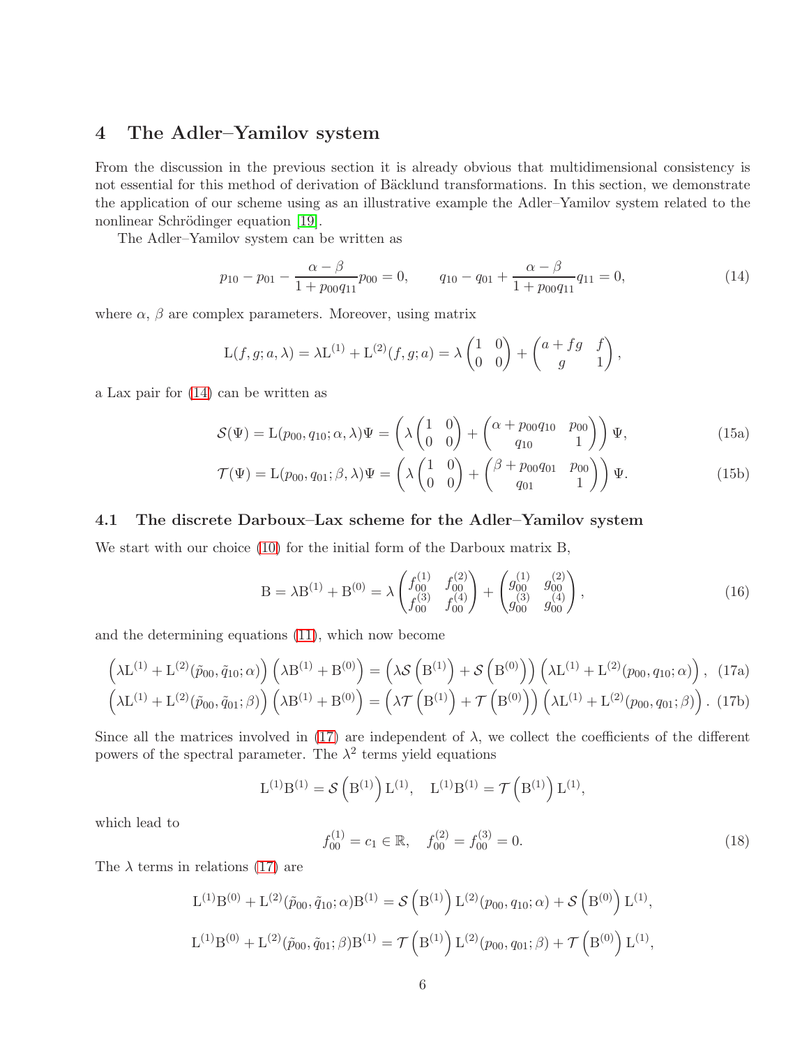## 4 The Adler–Yamilov system

From the discussion in the previous section it is already obvious that multidimensional consistency is not essential for this method of derivation of Bäcklund transformations. In this section, we demonstrate the application of our scheme using as an illustrative example the Adler–Yamilov system related to the nonlinear Schrödinger equation [19].

The Adler–Yamilov system can be written as

$$p_{10} - p_{01} - \frac{\alpha - \beta}{1 + p_{00}q_{11}} p_{00} = 0, \qquad q_{10} - q_{01} + \frac{\alpha - \beta}{1 + p_{00}q_{11}} q_{11} = 0, \tag{14}$$

where $\alpha$, $\beta$ are complex parameters. Moreover, using matrix

$$\mathrm{L}(f, g; a, \lambda) = \lambda \mathrm{L}^{(1)} + \mathrm{L}^{(2)}(f, g; a) = \lambda \begin{pmatrix} 1 & 0 \\ 0 & 0 \end{pmatrix} + \begin{pmatrix} a + fg & f \\ g & 1 \end{pmatrix},$$

a Lax pair for (14) can be written as

$$\mathcal{S}(\Psi) = \mathrm{L}(p_{00}, q_{10}; \alpha, \lambda)\Psi = \left( \lambda \begin{pmatrix} 1 & 0 \\ 0 & 0 \end{pmatrix} + \begin{pmatrix} \alpha + p_{00}q_{10} & p_{00} \\ q_{10} & 1 \end{pmatrix} \right) \Psi, \tag{15a}$$

$$\mathcal{T}(\Psi) = \mathrm{L}(p_{00}, q_{01}; \beta, \lambda)\Psi = \left( \lambda \begin{pmatrix} 1 & 0 \\ 0 & 0 \end{pmatrix} + \begin{pmatrix} \beta + p_{00}q_{01} & p_{00} \\ q_{01} & 1 \end{pmatrix} \right) \Psi. \tag{15b}$$

### 4.1 The discrete Darboux–Lax scheme for the Adler–Yamilov system

We start with our choice (10) for the initial form of the Darboux matrix B,

$$\mathrm{B} = \lambda \mathrm{B}^{(1)} + \mathrm{B}^{(0)} = \lambda \begin{pmatrix} f_{00}^{(1)} & f_{00}^{(2)} \\ f_{00}^{(3)} & f_{00}^{(4)} \end{pmatrix} + \begin{pmatrix} g_{00}^{(1)} & g_{00}^{(2)} \\ g_{00}^{(3)} & g_{00}^{(4)} \end{pmatrix}, \tag{16}$$

and the determining equations (11), which now become

$$\left(\lambda \mathrm{L}^{(1)} + \mathrm{L}^{(2)}(\tilde{p}_{00}, \tilde{q}_{10}; \alpha)\right)\left(\lambda \mathrm{B}^{(1)} + \mathrm{B}^{(0)}\right) = \left(\lambda \mathcal{S}\left(\mathrm{B}^{(1)}\right) + \mathcal{S}\left(\mathrm{B}^{(0)}\right)\right)\left(\lambda \mathrm{L}^{(1)} + \mathrm{L}^{(2)}(p_{00}, q_{10}; \alpha)\right), \tag{17a}$$

$$\left(\lambda \mathrm{L}^{(1)} + \mathrm{L}^{(2)}(\tilde{p}_{00}, \tilde{q}_{01}; \beta)\right)\left(\lambda \mathrm{B}^{(1)} + \mathrm{B}^{(0)}\right) = \left(\lambda \mathcal{T}\left(\mathrm{B}^{(1)}\right) + \mathcal{T}\left(\mathrm{B}^{(0)}\right)\right)\left(\lambda \mathrm{L}^{(1)} + \mathrm{L}^{(2)}(p_{00}, q_{01}; \beta)\right). \tag{17b}$$

Since all the matrices involved in (17) are independent of $\lambda$, we collect the coefficients of the different powers of the spectral parameter. The $\lambda^2$ terms yield equations

$$\mathrm{L}^{(1)}\mathrm{B}^{(1)} = \mathcal{S}\left(\mathrm{B}^{(1)}\right)\mathrm{L}^{(1)}, \quad \mathrm{L}^{(1)}\mathrm{B}^{(1)} = \mathcal{T}\left(\mathrm{B}^{(1)}\right)\mathrm{L}^{(1)},$$

which lead to

$$f_{00}^{(1)} = c_1 \in \mathbb{R}, \quad f_{00}^{(2)} = f_{00}^{(3)} = 0. \tag{18}$$

The $\lambda$ terms in relations (17) are

$$\mathrm{L}^{(1)}\mathrm{B}^{(0)} + \mathrm{L}^{(2)}(\tilde{p}_{00}, \tilde{q}_{10}; \alpha)\mathrm{B}^{(1)} = \mathcal{S}\left(\mathrm{B}^{(1)}\right)\mathrm{L}^{(2)}(p_{00}, q_{10}; \alpha) + \mathcal{S}\left(\mathrm{B}^{(0)}\right)\mathrm{L}^{(1)},$$

$$\mathrm{L}^{(1)}\mathrm{B}^{(0)} + \mathrm{L}^{(2)}(\tilde{p}_{00}, \tilde{q}_{01}; \beta)\mathrm{B}^{(1)} = \mathcal{T}\left(\mathrm{B}^{(1)}\right)\mathrm{L}^{(2)}(p_{00}, q_{01}; \beta) + \mathcal{T}\left(\mathrm{B}^{(0)}\right)\mathrm{L}^{(1)},$$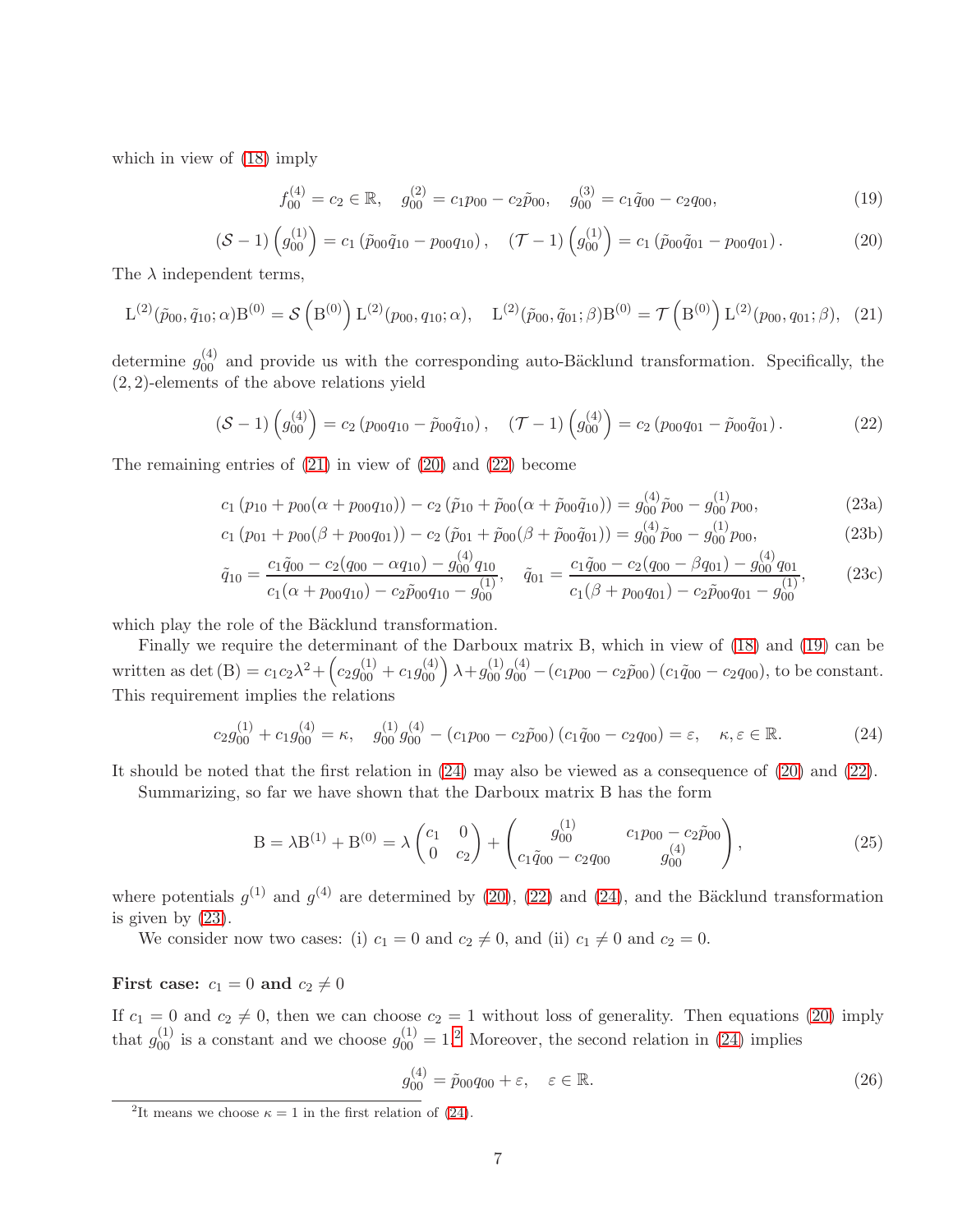which in view of (18) imply

$$f_{00}^{(4)} = c_2 \in \mathbb{R}, \quad g_{00}^{(2)} = c_1 p_{00} - c_2 \tilde{p}_{00}, \quad g_{00}^{(3)} = c_1 \tilde{q}_{00} - c_2 q_{00}, \tag{19}$$

$$(\mathcal{S} - 1)\left(g_{00}^{(1)}\right) = c_1\left(\tilde{p}_{00}\tilde{q}_{10} - p_{00}q_{10}\right), \quad (\mathcal{T} - 1)\left(g_{00}^{(1)}\right) = c_1\left(\tilde{p}_{00}\tilde{q}_{01} - p_{00}q_{01}\right). \tag{20}$$

The $\lambda$ independent terms,

$$\mathrm{L}^{(2)}(\tilde{p}_{00}, \tilde{q}_{10}; \alpha)\mathrm{B}^{(0)} = \mathcal{S}\left(\mathrm{B}^{(0)}\right)\mathrm{L}^{(2)}(p_{00}, q_{10}; \alpha), \quad \mathrm{L}^{(2)}(\tilde{p}_{00}, \tilde{q}_{01}; \beta)\mathrm{B}^{(0)} = \mathcal{T}\left(\mathrm{B}^{(0)}\right)\mathrm{L}^{(2)}(p_{00}, q_{01}; \beta), \tag{21}$$

determine $g_{00}^{(4)}$ and provide us with the corresponding auto-Bäcklund transformation. Specifically, the $(2,2)$-elements of the above relations yield

$$(\mathcal{S} - 1)\left(g_{00}^{(4)}\right) = c_2\left(p_{00}q_{10} - \tilde{p}_{00}\tilde{q}_{10}\right), \quad (\mathcal{T} - 1)\left(g_{00}^{(4)}\right) = c_2\left(p_{00}q_{01} - \tilde{p}_{00}\tilde{q}_{01}\right). \tag{22}$$

The remaining entries of (21) in view of (20) and (22) become

$$c_1\left(p_{10} + p_{00}(\alpha + p_{00}q_{10})\right) - c_2\left(\tilde{p}_{10} + \tilde{p}_{00}(\alpha + \tilde{p}_{00}\tilde{q}_{10})\right) = g_{00}^{(4)}\tilde{p}_{00} - g_{00}^{(1)}p_{00}, \tag{23a}$$

$$c_1\left(p_{01} + p_{00}(\beta + p_{00}q_{01})\right) - c_2\left(\tilde{p}_{01} + \tilde{p}_{00}(\beta + \tilde{p}_{00}\tilde{q}_{01})\right) = g_{00}^{(4)}\tilde{p}_{00} - g_{00}^{(1)}p_{00}, \tag{23b}$$

$$\tilde{q}_{10} = \frac{c_1\tilde{q}_{00} - c_2(q_{00} - \alpha q_{10}) - g_{00}^{(4)}q_{10}}{c_1(\alpha + p_{00}q_{10}) - c_2\tilde{p}_{00}q_{10} - g_{00}^{(1)}}, \quad \tilde{q}_{01} = \frac{c_1\tilde{q}_{00} - c_2(q_{00} - \beta q_{01}) - g_{00}^{(4)}q_{01}}{c_1(\beta + p_{00}q_{01}) - c_2\tilde{p}_{00}q_{01} - g_{00}^{(1)}}, \tag{23c}$$

which play the role of the Bäcklund transformation.

Finally we require the determinant of the Darboux matrix B, which in view of (18) and (19) can be written as $\det(\mathrm{B}) = c_1c_2\lambda^2 + \left(c_2g_{00}^{(1)} + c_1g_{00}^{(4)}\right)\lambda + g_{00}^{(1)}g_{00}^{(4)} - \left(c_1p_{00} - c_2\tilde{p}_{00}\right)\left(c_1\tilde{q}_{00} - c_2q_{00}\right)$, to be constant. This requirement implies the relations

$$c_2g_{00}^{(1)} + c_1g_{00}^{(4)} = \kappa, \quad g_{00}^{(1)}g_{00}^{(4)} - \left(c_1p_{00} - c_2\tilde{p}_{00}\right)\left(c_1\tilde{q}_{00} - c_2q_{00}\right) = \varepsilon, \quad \kappa, \varepsilon \in \mathbb{R}. \tag{24}$$

It should be noted that the first relation in (24) may also be viewed as a consequence of (20) and (22).

Summarizing, so far we have shown that the Darboux matrix B has the form

$$\mathrm{B} = \lambda\mathrm{B}^{(1)} + \mathrm{B}^{(0)} = \lambda\begin{pmatrix} c_1 & 0 \\ 0 & c_2 \end{pmatrix} + \begin{pmatrix} g_{00}^{(1)} & c_1p_{00} - c_2\tilde{p}_{00} \\ c_1\tilde{q}_{00} - c_2q_{00} & g_{00}^{(4)} \end{pmatrix}, \tag{25}$$

where potentials $g^{(1)}$ and $g^{(4)}$ are determined by (20), (22) and (24), and the Bäcklund transformation is given by (23).

We consider now two cases: (i) $c_1 = 0$ and $c_2 \neq 0$, and (ii) $c_1 \neq 0$ and $c_2 = 0$.

**First case: $c_1 = 0$ and $c_2 \neq 0$**

If $c_1 = 0$ and $c_2 \neq 0$, then we can choose $c_2 = 1$ without loss of generality. Then equations (20) imply that $g_{00}^{(1)}$ is a constant and we choose $g_{00}^{(1)} = 1$.[2] Moreover, the second relation in (24) implies

$$g_{00}^{(4)} = \tilde{p}_{00}q_{00} + \varepsilon, \quad \varepsilon \in \mathbb{R}. \tag{26}$$

[2] It means we choose $\kappa = 1$ in the first relation of (24).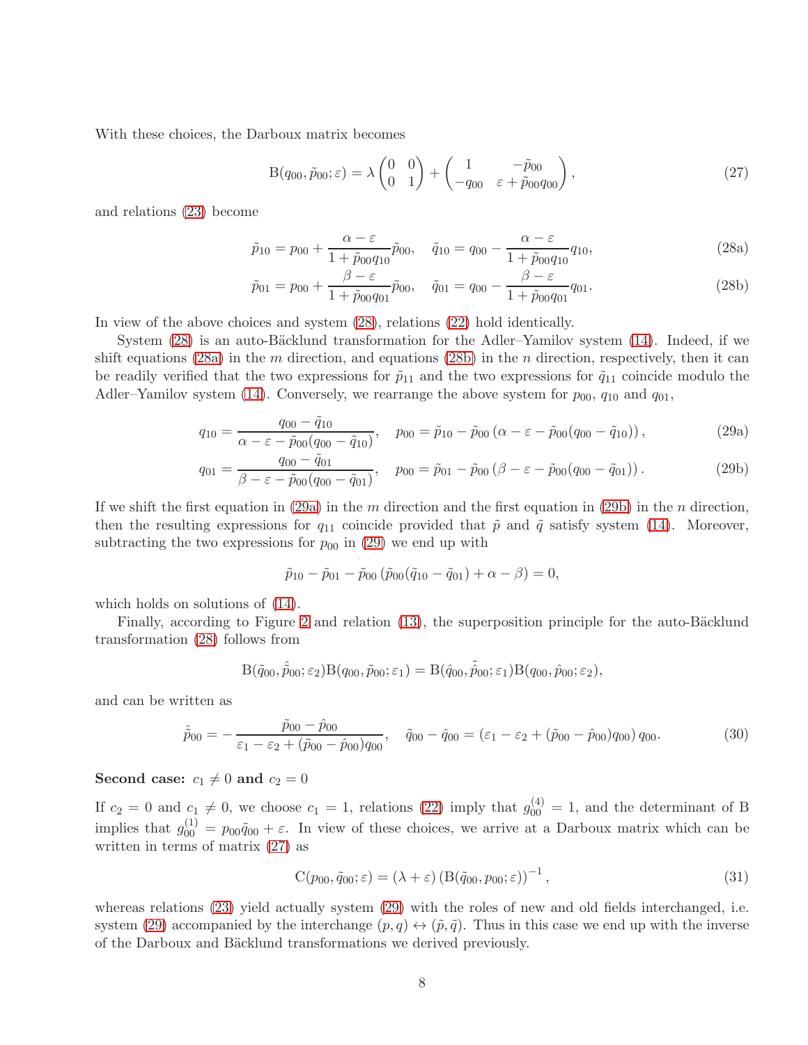With these choices, the Darboux matrix becomes

$$
\mathrm{B}(q_{00}, \tilde{p}_{00}; \varepsilon) = \lambda \begin{pmatrix} 0 & 0 \\ 0 & 1 \end{pmatrix} + \begin{pmatrix} 1 & -\tilde{p}_{00} \\ -q_{00} & \varepsilon + \tilde{p}_{00} q_{00} \end{pmatrix}, \tag{27}
$$

and relations (23) become

$$
\tilde{p}_{10} = p_{00} + \frac{\alpha - \varepsilon}{1 + \tilde{p}_{00} q_{10}} \tilde{p}_{00}, \quad \tilde{q}_{10} = q_{00} - \frac{\alpha - \varepsilon}{1 + \tilde{p}_{00} q_{10}} q_{10}, \tag{28a}
$$

$$
\tilde{p}_{01} = p_{00} + \frac{\beta - \varepsilon}{1 + \tilde{p}_{00} q_{01}} \tilde{p}_{00}, \quad \tilde{q}_{01} = q_{00} - \frac{\beta - \varepsilon}{1 + \tilde{p}_{00} q_{01}} q_{01}. \tag{28b}
$$

In view of the above choices and system (28), relations (22) hold identically.

System (28) is an auto-Bäcklund transformation for the Adler–Yamilov system (14). Indeed, if we shift equations (28a) in the $m$ direction, and equations (28b) in the $n$ direction, respectively, then it can be readily verified that the two expressions for $\tilde{p}_{11}$ and the two expressions for $\tilde{q}_{11}$ coincide modulo the Adler–Yamilov system (14). Conversely, we rearrange the above system for $p_{00}$, $q_{10}$ and $q_{01}$,

$$
q_{10} = \frac{q_{00} - \tilde{q}_{10}}{\alpha - \varepsilon - \tilde{p}_{00}(q_{00} - \tilde{q}_{10})}, \quad p_{00} = \tilde{p}_{10} - \tilde{p}_{00} \left( \alpha - \varepsilon - \tilde{p}_{00}(q_{00} - \tilde{q}_{10}) \right), \tag{29a}
$$

$$
q_{01} = \frac{q_{00} - \tilde{q}_{01}}{\beta - \varepsilon - \tilde{p}_{00}(q_{00} - \tilde{q}_{01})}, \quad p_{00} = \tilde{p}_{01} - \tilde{p}_{00} \left( \beta - \varepsilon - \tilde{p}_{00}(q_{00} - \tilde{q}_{01}) \right). \tag{29b}
$$

If we shift the first equation in (29a) in the $m$ direction and the first equation in (29b) in the $n$ direction, then the resulting expressions for $q_{11}$ coincide provided that $\tilde{p}$ and $\tilde{q}$ satisfy system (14). Moreover, subtracting the two expressions for $p_{00}$ in (29) we end up with

$$
\tilde{p}_{10} - \tilde{p}_{01} - \tilde{p}_{00} \left( \tilde{p}_{00}(\tilde{q}_{10} - \tilde{q}_{01}) + \alpha - \beta \right) = 0,
$$

which holds on solutions of (14).

Finally, according to Figure 2 and relation (13), the superposition principle for the auto-Bäcklund transformation (28) follows from

$$
\mathrm{B}(\tilde{q}_{00}, \hat{\tilde{p}}_{00}; \varepsilon_2) \mathrm{B}(q_{00}, \tilde{p}_{00}; \varepsilon_1) = \mathrm{B}(\hat{q}_{00}, \tilde{\hat{p}}_{00}; \varepsilon_1) \mathrm{B}(q_{00}, \hat{p}_{00}; \varepsilon_2),
$$

and can be written as

$$
\hat{\tilde{p}}_{00} = -\frac{\tilde{p}_{00} - \hat{p}_{00}}{\varepsilon_1 - \varepsilon_2 + (\tilde{p}_{00} - \hat{p}_{00}) q_{00}}, \quad \tilde{q}_{00} - \hat{q}_{00} = \left( \varepsilon_1 - \varepsilon_2 + (\tilde{p}_{00} - \hat{p}_{00}) q_{00} \right) q_{00}. \tag{30}
$$

**Second case:** $c_1 \neq 0$ **and** $c_2 = 0$

If $c_2 = 0$ and $c_1 \neq 0$, we choose $c_1 = 1$, relations (22) imply that $g_{00}^{(4)} = 1$, and the determinant of B implies that $g_{00}^{(1)} = p_{00}\tilde{q}_{00} + \varepsilon$. In view of these choices, we arrive at a Darboux matrix which can be written in terms of matrix (27) as

$$
\mathrm{C}(p_{00}, \tilde{q}_{00}; \varepsilon) = (\lambda + \varepsilon) \left( \mathrm{B}(\tilde{q}_{00}, p_{00}; \varepsilon) \right)^{-1}, \tag{31}
$$

whereas relations (23) yield actually system (29) with the roles of new and old fields interchanged, i.e. system (29) accompanied by the interchange $(p, q) \leftrightarrow (\tilde{p}, \tilde{q})$. Thus in this case we end up with the inverse of the Darboux and Bäcklund transformations we derived previously.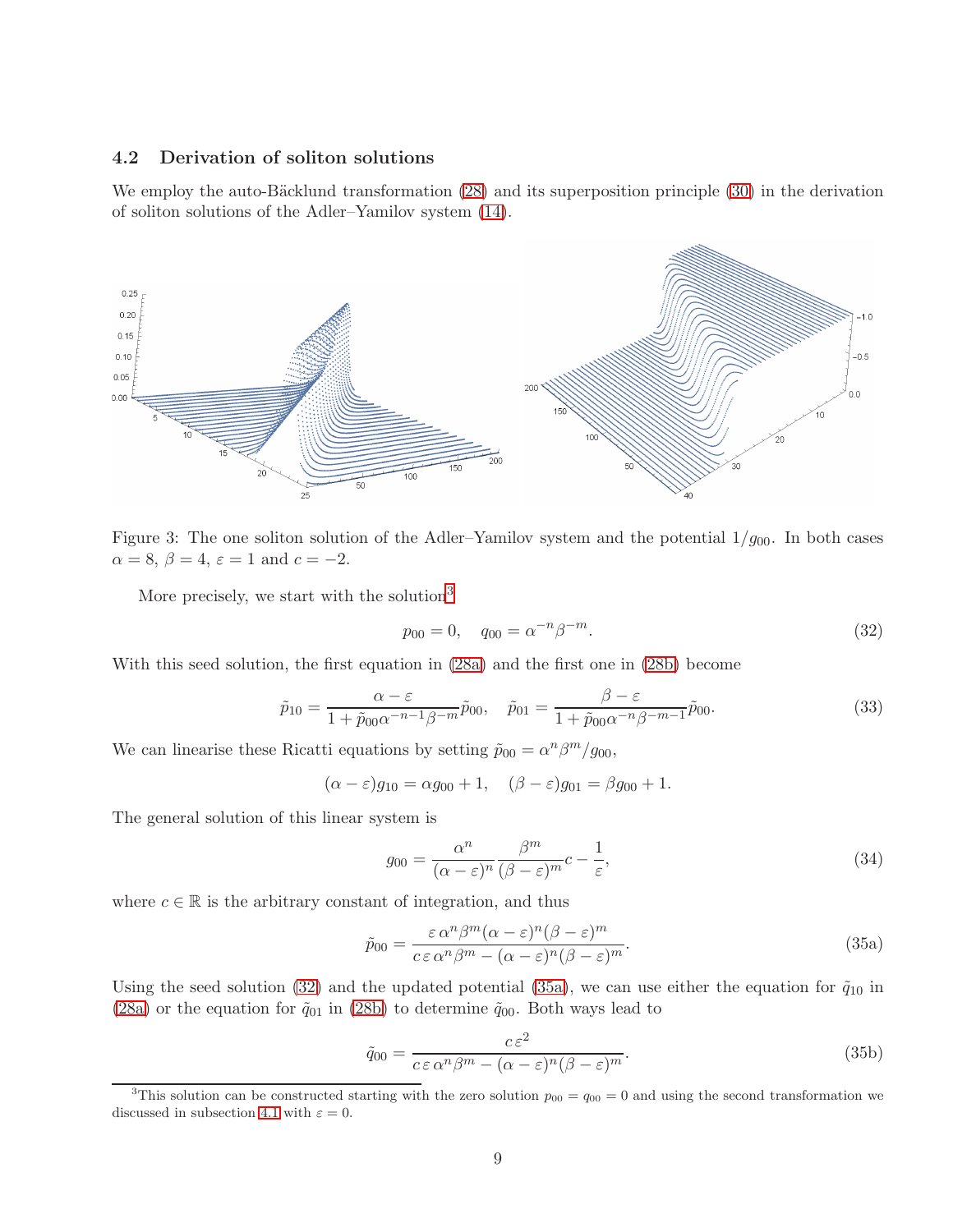### 4.2 Derivation of soliton solutions

We employ the auto-Bäcklund transformation (28) and its superposition principle (30) in the derivation of soliton solutions of the Adler–Yamilov system (14).

Figure 3: The one soliton solution of the Adler–Yamilov system and the potential $1/g_{00}$. In both cases $\alpha = 8$, $\beta = 4$, $\varepsilon = 1$ and $c = -2$.

More precisely, we start with the solution[3]

$$p_{00} = 0, \quad q_{00} = \alpha^{-n}\beta^{-m}. \tag{32}$$

With this seed solution, the first equation in (28a) and the first one in (28b) become

$$\tilde{p}_{10} = \frac{\alpha - \varepsilon}{1 + \tilde{p}_{00}\alpha^{-n-1}\beta^{-m}}\tilde{p}_{00}, \quad \tilde{p}_{01} = \frac{\beta - \varepsilon}{1 + \tilde{p}_{00}\alpha^{-n}\beta^{-m-1}}\tilde{p}_{00}. \tag{33}$$

We can linearise these Ricatti equations by setting $\tilde{p}_{00} = \alpha^n \beta^m / g_{00}$,

$$(\alpha - \varepsilon)g_{10} = \alpha g_{00} + 1, \quad (\beta - \varepsilon)g_{01} = \beta g_{00} + 1.$$

The general solution of this linear system is

$$g_{00} = \frac{\alpha^n}{(\alpha - \varepsilon)^n}\frac{\beta^m}{(\beta - \varepsilon)^m}c - \frac{1}{\varepsilon}, \tag{34}$$

where $c \in \mathbb{R}$ is the arbitrary constant of integration, and thus

$$\tilde{p}_{00} = \frac{\varepsilon\,\alpha^n\beta^m(\alpha - \varepsilon)^n(\beta - \varepsilon)^m}{c\,\varepsilon\,\alpha^n\beta^m - (\alpha - \varepsilon)^n(\beta - \varepsilon)^m}. \tag{35a}$$

Using the seed solution (32) and the updated potential (35a), we can use either the equation for $\tilde{q}_{10}$ in (28a) or the equation for $\tilde{q}_{01}$ in (28b) to determine $\tilde{q}_{00}$. Both ways lead to

$$\tilde{q}_{00} = \frac{c\,\varepsilon^2}{c\,\varepsilon\,\alpha^n\beta^m - (\alpha - \varepsilon)^n(\beta - \varepsilon)^m}. \tag{35b}$$

[3]This solution can be constructed starting with the zero solution $p_{00} = q_{00} = 0$ and using the second transformation we discussed in subsection 4.1 with $\varepsilon = 0$.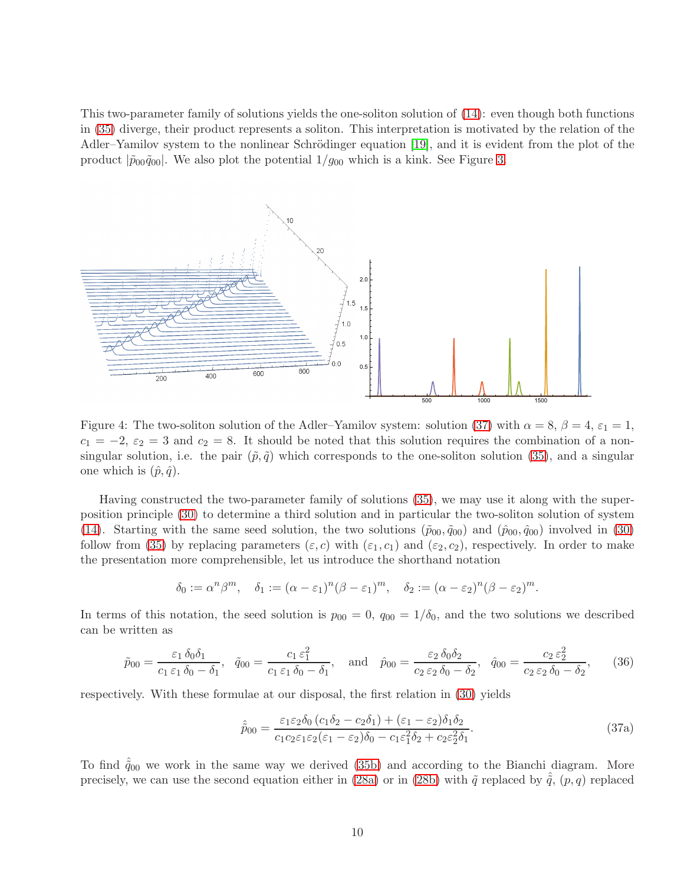This two-parameter family of solutions yields the one-soliton solution of (14): even though both functions in (35) diverge, their product represents a soliton. This interpretation is motivated by the relation of the Adler–Yamilov system to the nonlinear Schrödinger equation [19], and it is evident from the plot of the product $|\tilde{p}_{00}\tilde{q}_{00}|$. We also plot the potential $1/g_{00}$ which is a kink. See Figure 3.

Figure 4: The two-soliton solution of the Adler–Yamilov system: solution (37) with $\alpha = 8$, $\beta = 4$, $\varepsilon_1 = 1$, $c_1 = -2$, $\varepsilon_2 = 3$ and $c_2 = 8$. It should be noted that this solution requires the combination of a non-singular solution, i.e. the pair $(\tilde{p}, \tilde{q})$ which corresponds to the one-soliton solution (35), and a singular one which is $(\hat{p}, \hat{q})$.

Having constructed the two-parameter family of solutions (35), we may use it along with the superposition principle (30) to determine a third solution and in particular the two-soliton solution of system (14). Starting with the same seed solution, the two solutions $(\tilde{p}_{00}, \tilde{q}_{00})$ and $(\hat{p}_{00}, \hat{q}_{00})$ involved in (30) follow from (35) by replacing parameters $(\varepsilon, c)$ with $(\varepsilon_1, c_1)$ and $(\varepsilon_2, c_2)$, respectively. In order to make the presentation more comprehensible, let us introduce the shorthand notation

$$\delta_0 := \alpha^n \beta^m, \quad \delta_1 := (\alpha - \varepsilon_1)^n (\beta - \varepsilon_1)^m, \quad \delta_2 := (\alpha - \varepsilon_2)^n (\beta - \varepsilon_2)^m.$$

In terms of this notation, the seed solution is $p_{00} = 0$, $q_{00} = 1/\delta_0$, and the two solutions we described can be written as

$$\tilde{p}_{00} = \frac{\varepsilon_1\, \delta_0 \delta_1}{c_1\, \varepsilon_1\, \delta_0 - \delta_1}, \quad \tilde{q}_{00} = \frac{c_1\, \varepsilon_1^2}{c_1\, \varepsilon_1\, \delta_0 - \delta_1}, \quad \text{and} \quad \hat{p}_{00} = \frac{\varepsilon_2\, \delta_0 \delta_2}{c_2\, \varepsilon_2\, \delta_0 - \delta_2}, \quad \hat{q}_{00} = \frac{c_2\, \varepsilon_2^2}{c_2\, \varepsilon_2\, \delta_0 - \delta_2}, \tag{36}$$

respectively. With these formulae at our disposal, the first relation in (30) yields

$$\hat{\tilde{p}}_{00} = \frac{\varepsilon_1 \varepsilon_2 \delta_0 \left(c_1 \delta_2 - c_2 \delta_1\right) + (\varepsilon_1 - \varepsilon_2) \delta_1 \delta_2}{c_1 c_2 \varepsilon_1 \varepsilon_2 (\varepsilon_1 - \varepsilon_2) \delta_0 - c_1 \varepsilon_1^2 \delta_2 + c_2 \varepsilon_2^2 \delta_1}. \tag{37a}$$

To find $\hat{\tilde{q}}_{00}$ we work in the same way we derived (35b) and according to the Bianchi diagram. More precisely, we can use the second equation either in (28a) or in (28b) with $\tilde{q}$ replaced by $\hat{\tilde{q}}$, $(p, q)$ replaced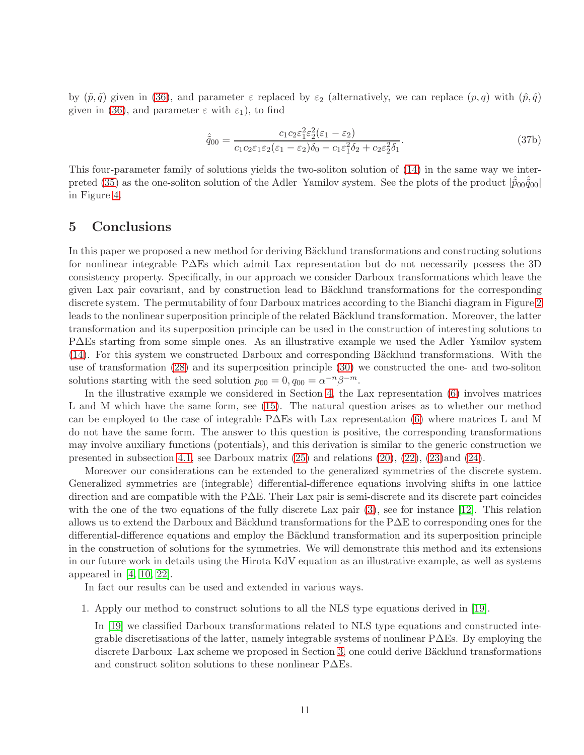by $(\tilde{p}, \tilde{q})$ given in (36), and parameter $\varepsilon$ replaced by $\varepsilon_2$ (alternatively, we can replace $(p, q)$ with $(\hat{p}, \hat{q})$ given in (36), and parameter $\varepsilon$ with $\varepsilon_1$), to find

$$\hat{\tilde{q}}_{00} = \frac{c_1 c_2 \varepsilon_1^2 \varepsilon_2^2 (\varepsilon_1 - \varepsilon_2)}{c_1 c_2 \varepsilon_1 \varepsilon_2 (\varepsilon_1 - \varepsilon_2) \delta_0 - c_1 \varepsilon_1^2 \delta_2 + c_2 \varepsilon_2^2 \delta_1}. \tag{37b}$$

This four-parameter family of solutions yields the two-soliton solution of (14) in the same way we interpreted (35) as the one-soliton solution of the Adler–Yamilov system. See the plots of the product $|\hat{\tilde{p}}_{00} \hat{\tilde{q}}_{00}|$ in Figure 4.

## 5 Conclusions

In this paper we proposed a new method for deriving Bäcklund transformations and constructing solutions for nonlinear integrable P∆Es which admit Lax representation but do not necessarily possess the 3D consistency property. Specifically, in our approach we consider Darboux transformations which leave the given Lax pair covariant, and by construction lead to Bäcklund transformations for the corresponding discrete system. The permutability of four Darboux matrices according to the Bianchi diagram in Figure 2 leads to the nonlinear superposition principle of the related Bäcklund transformation. Moreover, the latter transformation and its superposition principle can be used in the construction of interesting solutions to P∆Es starting from some simple ones. As an illustrative example we used the Adler–Yamilov system (14). For this system we constructed Darboux and corresponding Bäcklund transformations. With the use of transformation (28) and its superposition principle (30) we constructed the one- and two-soliton solutions starting with the seed solution $p_{00} = 0, q_{00} = \alpha^{-n}\beta^{-m}$.

In the illustrative example we considered in Section 4, the Lax representation (6) involves matrices L and M which have the same form, see (15). The natural question arises as to whether our method can be employed to the case of integrable P∆Es with Lax representation (6) where matrices L and M do not have the same form. The answer to this question is positive, the corresponding transformations may involve auxiliary functions (potentials), and this derivation is similar to the generic construction we presented in subsection 4.1, see Darboux matrix (25) and relations (20), (22), (23)and (24).

Moreover our considerations can be extended to the generalized symmetries of the discrete system. Generalized symmetries are (integrable) differential-difference equations involving shifts in one lattice direction and are compatible with the P∆E. Their Lax pair is semi-discrete and its discrete part coincides with the one of the two equations of the fully discrete Lax pair (3), see for instance [12]. This relation allows us to extend the Darboux and Bäcklund transformations for the P∆E to corresponding ones for the differential-difference equations and employ the Bäcklund transformation and its superposition principle in the construction of solutions for the symmetries. We will demonstrate this method and its extensions in our future work in details using the Hirota KdV equation as an illustrative example, as well as systems appeared in [4, 10, 22].

In fact our results can be used and extended in various ways.

1. Apply our method to construct solutions to all the NLS type equations derived in [19].

   In [19] we classified Darboux transformations related to NLS type equations and constructed integrable discretisations of the latter, namely integrable systems of nonlinear P∆Es. By employing the discrete Darboux–Lax scheme we proposed in Section 3, one could derive Bäcklund transformations and construct soliton solutions to these nonlinear P∆Es.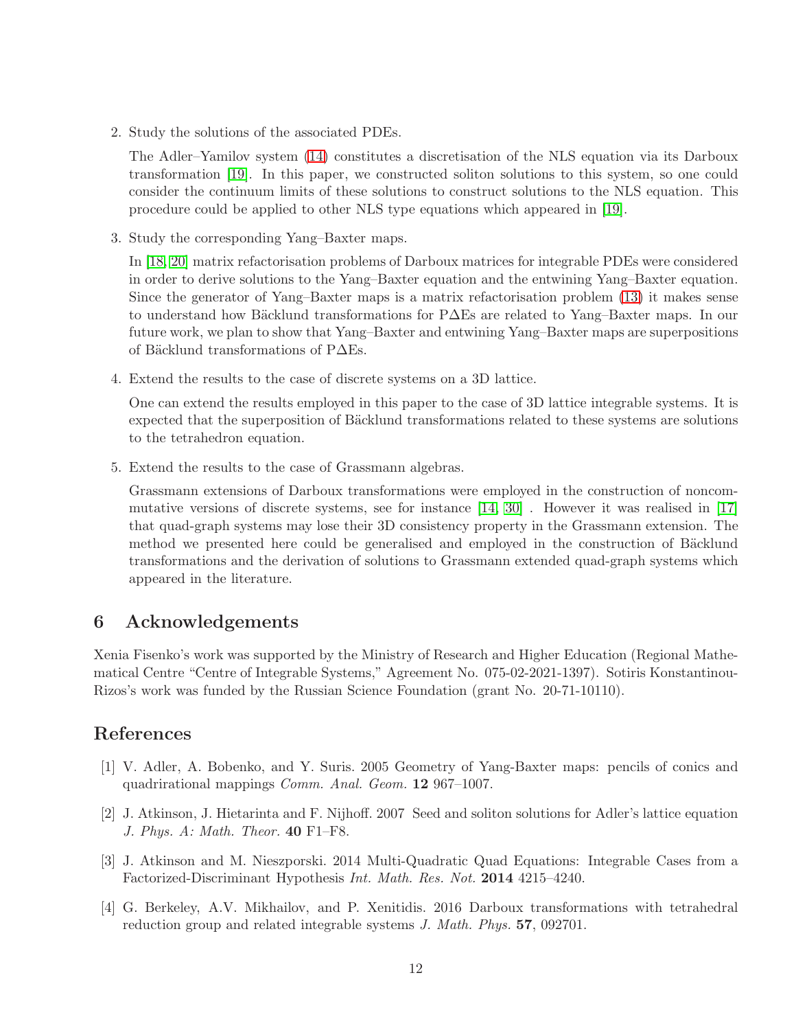2. Study the solutions of the associated PDEs.

   The Adler–Yamilov system (14) constitutes a discretisation of the NLS equation via its Darboux transformation [19]. In this paper, we constructed soliton solutions to this system, so one could consider the continuum limits of these solutions to construct solutions to the NLS equation. This procedure could be applied to other NLS type equations which appeared in [19].

3. Study the corresponding Yang–Baxter maps.

   In [18, 20] matrix refactorisation problems of Darboux matrices for integrable PDEs were considered in order to derive solutions to the Yang–Baxter equation and the entwining Yang–Baxter equation. Since the generator of Yang–Baxter maps is a matrix refactorisation problem (13) it makes sense to understand how Bäcklund transformations for P$\Delta$Es are related to Yang–Baxter maps. In our future work, we plan to show that Yang–Baxter and entwining Yang–Baxter maps are superpositions of Bäcklund transformations of P$\Delta$Es.

4. Extend the results to the case of discrete systems on a 3D lattice.

   One can extend the results employed in this paper to the case of 3D lattice integrable systems. It is expected that the superposition of Bäcklund transformations related to these systems are solutions to the tetrahedron equation.

5. Extend the results to the case of Grassmann algebras.

   Grassmann extensions of Darboux transformations were employed in the construction of noncommutative versions of discrete systems, see for instance [14, 30] . However it was realised in [17] that quad-graph systems may lose their 3D consistency property in the Grassmann extension. The method we presented here could be generalised and employed in the construction of Bäcklund transformations and the derivation of solutions to Grassmann extended quad-graph systems which appeared in the literature.

## 6 Acknowledgements

Xenia Fisenko's work was supported by the Ministry of Research and Higher Education (Regional Mathematical Centre "Centre of Integrable Systems," Agreement No. 075-02-2021-1397). Sotiris Konstantinou-Rizos's work was funded by the Russian Science Foundation (grant No. 20-71-10110).

## References

[1] V. Adler, A. Bobenko, and Y. Suris. 2005 Geometry of Yang-Baxter maps: pencils of conics and quadrirational mappings *Comm. Anal. Geom.* **12** 967–1007.

[2] J. Atkinson, J. Hietarinta and F. Nijhoff. 2007 Seed and soliton solutions for Adler's lattice equation *J. Phys. A: Math. Theor.* **40** F1–F8.

[3] J. Atkinson and M. Nieszporski. 2014 Multi-Quadratic Quad Equations: Integrable Cases from a Factorized-Discriminant Hypothesis *Int. Math. Res. Not.* **2014** 4215–4240.

[4] G. Berkeley, A.V. Mikhailov, and P. Xenitidis. 2016 Darboux transformations with tetrahedral reduction group and related integrable systems *J. Math. Phys.* **57**, 092701.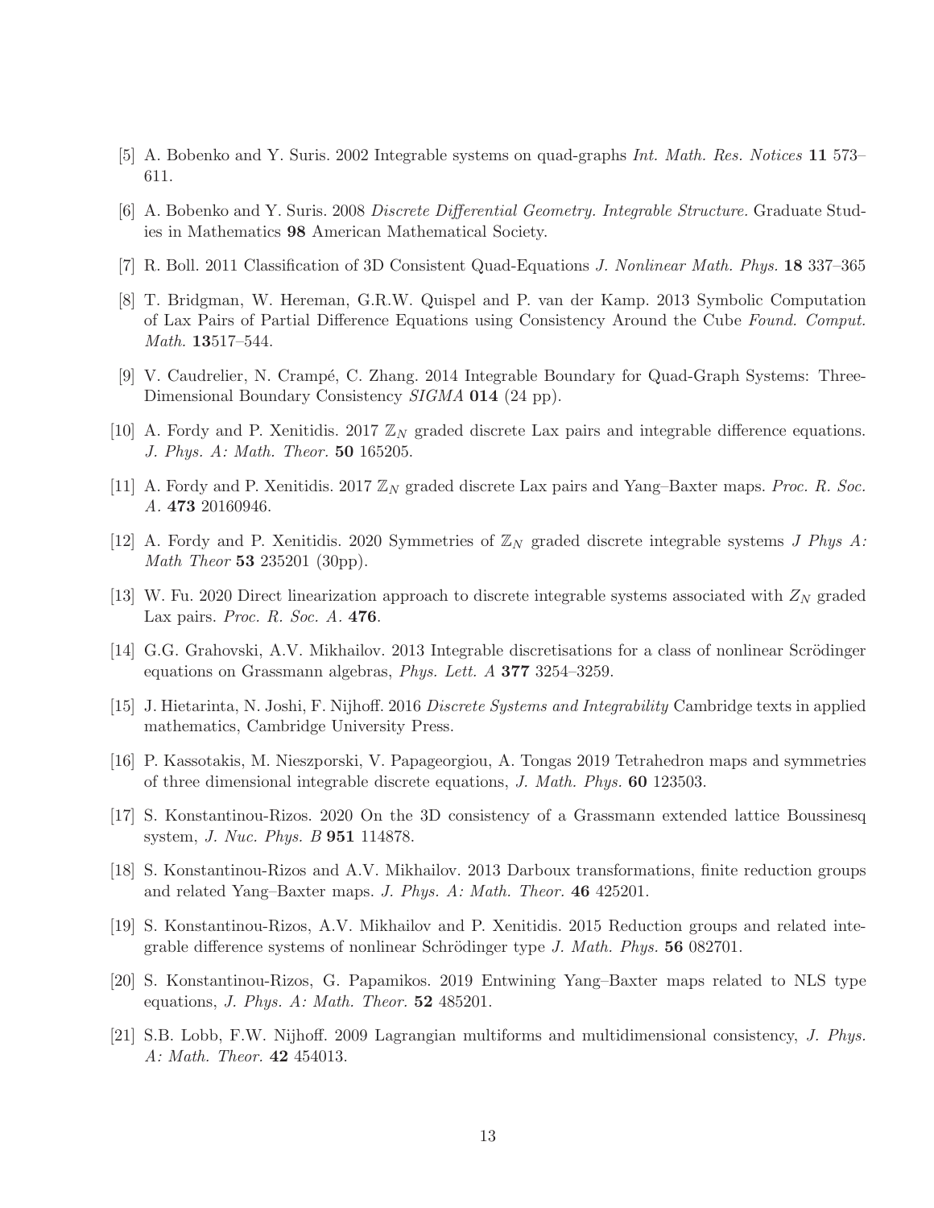[5] A. Bobenko and Y. Suris. 2002 Integrable systems on quad-graphs *Int. Math. Res. Notices* **11** 573–611.

[6] A. Bobenko and Y. Suris. 2008 *Discrete Differential Geometry. Integrable Structure.* Graduate Studies in Mathematics **98** American Mathematical Society.

[7] R. Boll. 2011 Classification of 3D Consistent Quad-Equations *J. Nonlinear Math. Phys.* **18** 337–365

[8] T. Bridgman, W. Hereman, G.R.W. Quispel and P. van der Kamp. 2013 Symbolic Computation of Lax Pairs of Partial Difference Equations using Consistency Around the Cube *Found. Comput. Math.* **13**517–544.

[9] V. Caudrelier, N. Crampé, C. Zhang. 2014 Integrable Boundary for Quad-Graph Systems: Three-Dimensional Boundary Consistency *SIGMA* **014** (24 pp).

[10] A. Fordy and P. Xenitidis. 2017 $\mathbb{Z}_N$ graded discrete Lax pairs and integrable difference equations. *J. Phys. A: Math. Theor.* **50** 165205.

[11] A. Fordy and P. Xenitidis. 2017 $\mathbb{Z}_N$ graded discrete Lax pairs and Yang–Baxter maps. *Proc. R. Soc. A.* **473** 20160946.

[12] A. Fordy and P. Xenitidis. 2020 Symmetries of $\mathbb{Z}_N$ graded discrete integrable systems *J Phys A: Math Theor* **53** 235201 (30pp).

[13] W. Fu. 2020 Direct linearization approach to discrete integrable systems associated with $Z_N$ graded Lax pairs. *Proc. R. Soc. A.* **476**.

[14] G.G. Grahovski, A.V. Mikhailov. 2013 Integrable discretisations for a class of nonlinear Scrödinger equations on Grassmann algebras, *Phys. Lett. A* **377** 3254–3259.

[15] J. Hietarinta, N. Joshi, F. Nijhoff. 2016 *Discrete Systems and Integrability* Cambridge texts in applied mathematics, Cambridge University Press.

[16] P. Kassotakis, M. Nieszporski, V. Papageorgiou, A. Tongas 2019 Tetrahedron maps and symmetries of three dimensional integrable discrete equations, *J. Math. Phys.* **60** 123503.

[17] S. Konstantinou-Rizos. 2020 On the 3D consistency of a Grassmann extended lattice Boussinesq system, *J. Nuc. Phys. B* **951** 114878.

[18] S. Konstantinou-Rizos and A.V. Mikhailov. 2013 Darboux transformations, finite reduction groups and related Yang–Baxter maps. *J. Phys. A: Math. Theor.* **46** 425201.

[19] S. Konstantinou-Rizos, A.V. Mikhailov and P. Xenitidis. 2015 Reduction groups and related integrable difference systems of nonlinear Schrödinger type *J. Math. Phys.* **56** 082701.

[20] S. Konstantinou-Rizos, G. Papamikos. 2019 Entwining Yang–Baxter maps related to NLS type equations, *J. Phys. A: Math. Theor.* **52** 485201.

[21] S.B. Lobb, F.W. Nijhoff. 2009 Lagrangian multiforms and multidimensional consistency, *J. Phys. A: Math. Theor.* **42** 454013.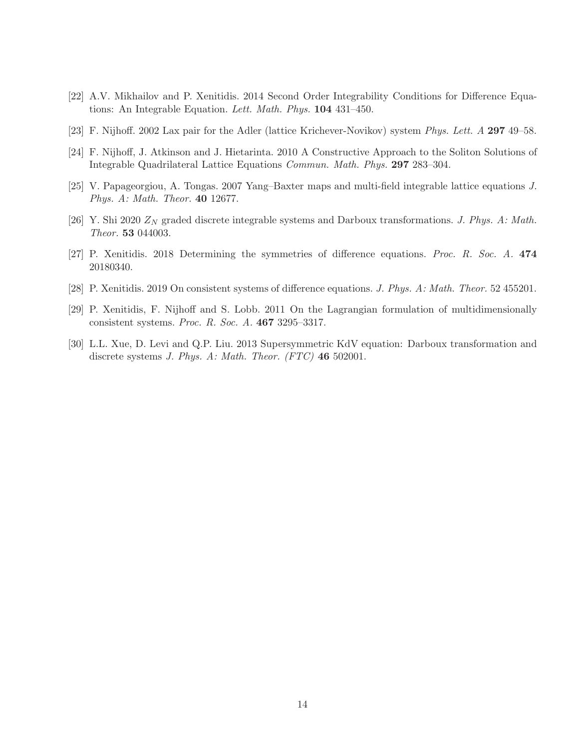[22] A.V. Mikhailov and P. Xenitidis. 2014 Second Order Integrability Conditions for Difference Equations: An Integrable Equation. *Lett. Math. Phys.* **104** 431–450.

[23] F. Nijhoff. 2002 Lax pair for the Adler (lattice Krichever-Novikov) system *Phys. Lett. A* **297** 49–58.

[24] F. Nijhoff, J. Atkinson and J. Hietarinta. 2010 A Constructive Approach to the Soliton Solutions of Integrable Quadrilateral Lattice Equations *Commun. Math. Phys.* **297** 283–304.

[25] V. Papageorgiou, A. Tongas. 2007 Yang–Baxter maps and multi-field integrable lattice equations *J. Phys. A: Math. Theor.* **40** 12677.

[26] Y. Shi 2020 $Z_N$ graded discrete integrable systems and Darboux transformations. *J. Phys. A: Math. Theor.* **53** 044003.

[27] P. Xenitidis. 2018 Determining the symmetries of difference equations. *Proc. R. Soc. A.* **474** 20180340.

[28] P. Xenitidis. 2019 On consistent systems of difference equations. *J. Phys. A: Math. Theor.* 52 455201.

[29] P. Xenitidis, F. Nijhoff and S. Lobb. 2011 On the Lagrangian formulation of multidimensionally consistent systems. *Proc. R. Soc. A.* **467** 3295–3317.

[30] L.L. Xue, D. Levi and Q.P. Liu. 2013 Supersymmetric KdV equation: Darboux transformation and discrete systems *J. Phys. A: Math. Theor. (FTC)* **46** 502001.